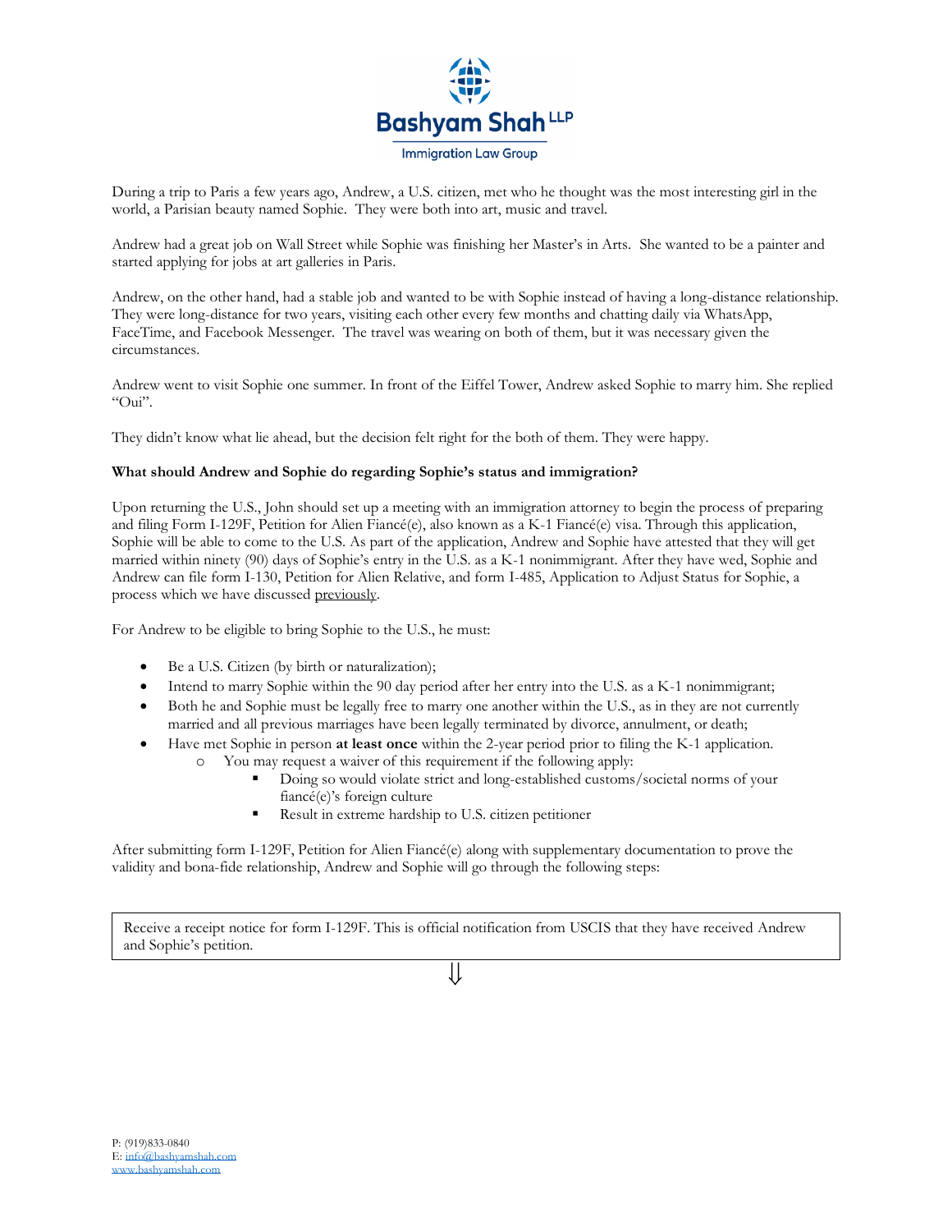During a trip to Paris a few years ago, Andrew, a U.S. citizen, met who he thought was the most interesting girl in the world, a Parisian beauty named Sophie. They were both into art, music and travel.

Andrew had a great job on Wall Street while Sophie was finishing her Master's in Arts. She wanted to be a painter and started applying for jobs at art galleries in Paris.

Andrew, on the other hand, had a stable job and wanted to be with Sophie instead of having a long-distance relationship. They were long-distance for two years, visiting each other every few months and chatting daily via WhatsApp, FaceTime, and Facebook Messenger. The travel was wearing on both of them, but it was necessary given the circumstances.

Andrew went to visit Sophie one summer. In front of the Eiffel Tower, Andrew asked Sophie to marry him. She replied "Oui".

They didn't know what lie ahead, but the decision felt right for the both of them. They were happy.

**What should Andrew and Sophie do regarding Sophie's status and immigration?**

Upon returning the U.S., John should set up a meeting with an immigration attorney to begin the process of preparing and filing Form I-129F, Petition for Alien Fiancé(e), also known as a K-1 Fiancé(e) visa. Through this application, Sophie will be able to come to the U.S. As part of the application, Andrew and Sophie have attested that they will get married within ninety (90) days of Sophie's entry in the U.S. as a K-1 nonimmigrant. After they have wed, Sophie and Andrew can file form I-130, Petition for Alien Relative, and form I-485, Application to Adjust Status for Sophie, a process which we have discussed previously.

For Andrew to be eligible to bring Sophie to the U.S., he must:

- Be a U.S. Citizen (by birth or naturalization);
- Intend to marry Sophie within the 90 day period after her entry into the U.S. as a K-1 nonimmigrant;
- Both he and Sophie must be legally free to marry one another within the U.S., as in they are not currently married and all previous marriages have been legally terminated by divorce, annulment, or death;
- Have met Sophie in person **at least once** within the 2-year period prior to filing the K-1 application.
  - You may request a waiver of this requirement if the following apply:
    - Doing so would violate strict and long-established customs/societal norms of your fiancé(e)'s foreign culture
    - Result in extreme hardship to U.S. citizen petitioner

After submitting form I-129F, Petition for Alien Fiancé(e) along with supplementary documentation to prove the validity and bona-fide relationship, Andrew and Sophie will go through the following steps:

| Receive a receipt notice for form I-129F. This is official notification from USCIS that they have received Andrew and Sophie's petition. |
| --- |

⇓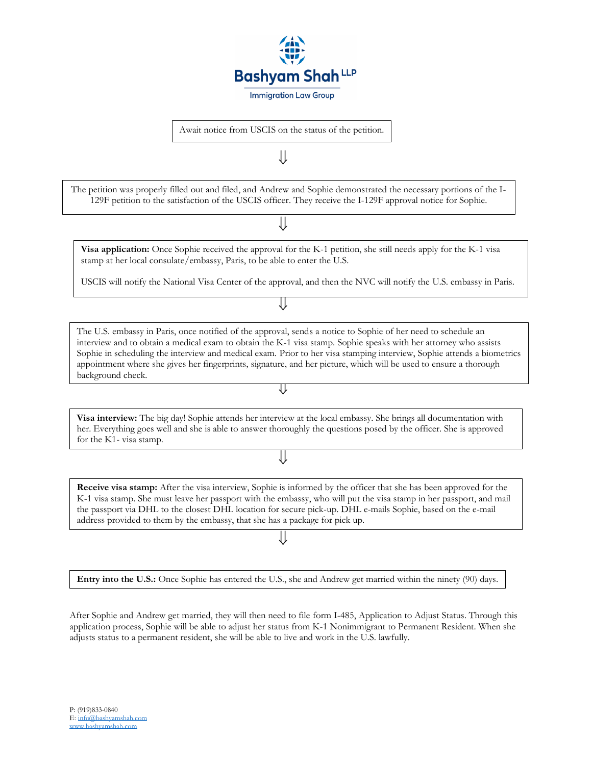Bashyam Shah LLP

Immigration Law Group

Await notice from USCIS on the status of the petition.

⇓

The petition was properly filled out and filed, and Andrew and Sophie demonstrated the necessary portions of the I-129F petition to the satisfaction of the USCIS officer. They receive the I-129F approval notice for Sophie.

⇓

**Visa application:** Once Sophie received the approval for the K-1 petition, she still needs apply for the K-1 visa stamp at her local consulate/embassy, Paris, to be able to enter the U.S.

USCIS will notify the National Visa Center of the approval, and then the NVC will notify the U.S. embassy in Paris.

⇓

The U.S. embassy in Paris, once notified of the approval, sends a notice to Sophie of her need to schedule an interview and to obtain a medical exam to obtain the K-1 visa stamp. Sophie speaks with her attorney who assists Sophie in scheduling the interview and medical exam. Prior to her visa stamping interview, Sophie attends a biometrics appointment where she gives her fingerprints, signature, and her picture, which will be used to ensure a thorough background check.

⇓

**Visa interview:** The big day! Sophie attends her interview at the local embassy. She brings all documentation with her. Everything goes well and she is able to answer thoroughly the questions posed by the officer. She is approved for the K1- visa stamp.

⇓

**Receive visa stamp:** After the visa interview, Sophie is informed by the officer that she has been approved for the K-1 visa stamp. She must leave her passport with the embassy, who will put the visa stamp in her passport, and mail the passport via DHL to the closest DHL location for secure pick-up. DHL e-mails Sophie, based on the e-mail address provided to them by the embassy, that she has a package for pick up.

⇓

**Entry into the U.S.:** Once Sophie has entered the U.S., she and Andrew get married within the ninety (90) days.

After Sophie and Andrew get married, they will then need to file form I-485, Application to Adjust Status. Through this application process, Sophie will be able to adjust her status from K-1 Nonimmigrant to Permanent Resident. When she adjusts status to a permanent resident, she will be able to live and work in the U.S. lawfully.

P: (919)833-0840
E: info@bashyamshah.com
www.bashyamshah.com